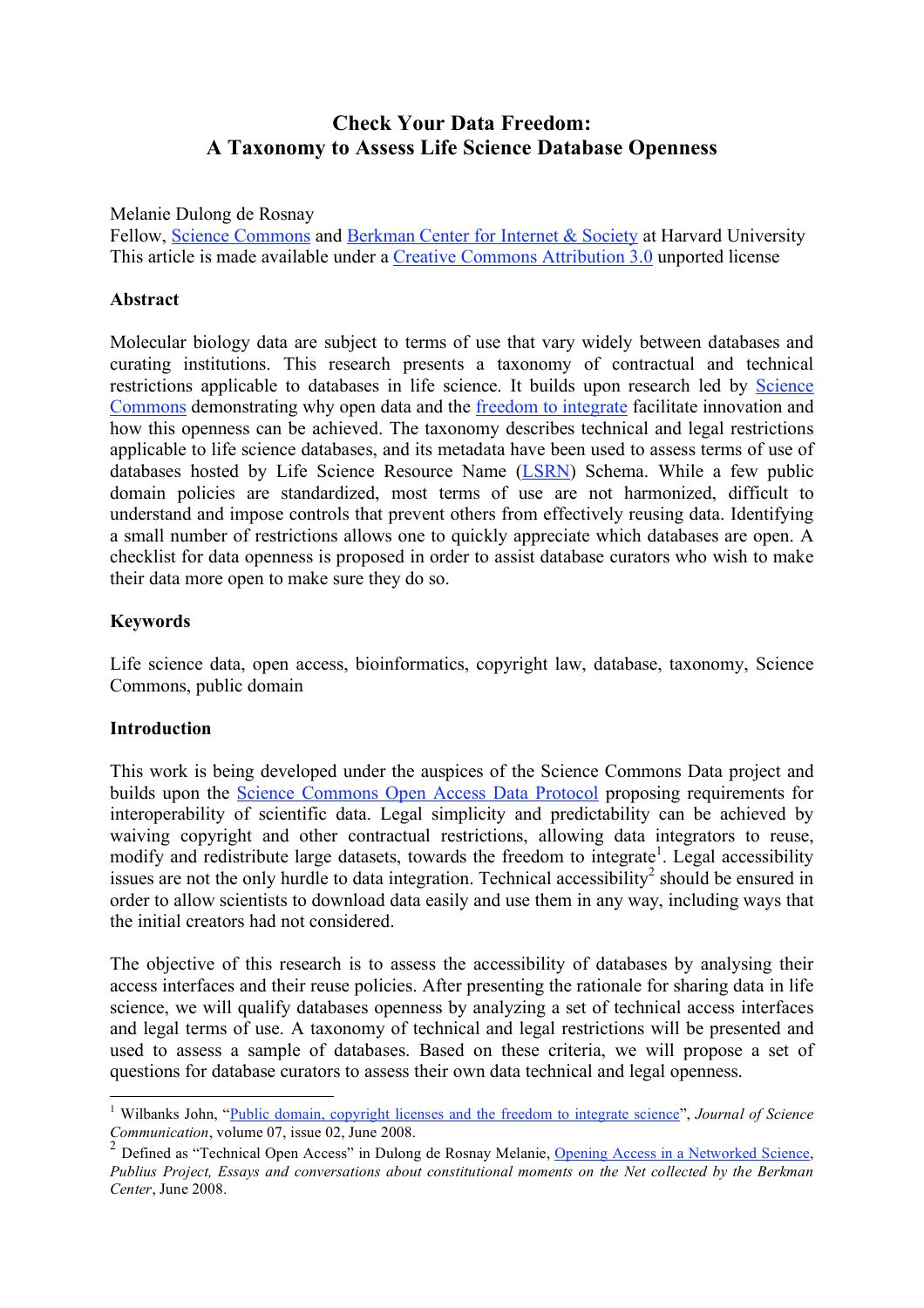# Check Your Data Freedom:
# A Taxonomy to Assess Life Science Database Openness

Melanie Dulong de Rosnay
Fellow, Science Commons and Berkman Center for Internet & Society at Harvard University
This article is made available under a Creative Commons Attribution 3.0 unported license

### Abstract

Molecular biology data are subject to terms of use that vary widely between databases and curating institutions. This research presents a taxonomy of contractual and technical restrictions applicable to databases in life science. It builds upon research led by Science Commons demonstrating why open data and the freedom to integrate facilitate innovation and how this openness can be achieved. The taxonomy describes technical and legal restrictions applicable to life science databases, and its metadata have been used to assess terms of use of databases hosted by Life Science Resource Name (LSRN) Schema. While a few public domain policies are standardized, most terms of use are not harmonized, difficult to understand and impose controls that prevent others from effectively reusing data. Identifying a small number of restrictions allows one to quickly appreciate which databases are open. A checklist for data openness is proposed in order to assist database curators who wish to make their data more open to make sure they do so.

### Keywords

Life science data, open access, bioinformatics, copyright law, database, taxonomy, Science Commons, public domain

### Introduction

This work is being developed under the auspices of the Science Commons Data project and builds upon the Science Commons Open Access Data Protocol proposing requirements for interoperability of scientific data. Legal simplicity and predictability can be achieved by waiving copyright and other contractual restrictions, allowing data integrators to reuse, modify and redistribute large datasets, towards the freedom to integrate[1]. Legal accessibility issues are not the only hurdle to data integration. Technical accessibility[2] should be ensured in order to allow scientists to download data easily and use them in any way, including ways that the initial creators had not considered.

The objective of this research is to assess the accessibility of databases by analysing their access interfaces and their reuse policies. After presenting the rationale for sharing data in life science, we will qualify databases openness by analyzing a set of technical access interfaces and legal terms of use. A taxonomy of technical and legal restrictions will be presented and used to assess a sample of databases. Based on these criteria, we will propose a set of questions for database curators to assess their own data technical and legal openness.

---

[1] Wilbanks John, "Public domain, copyright licenses and the freedom to integrate science", *Journal of Science Communication*, volume 07, issue 02, June 2008.

[2] Defined as "Technical Open Access" in Dulong de Rosnay Melanie, Opening Access in a Networked Science, *Publius Project, Essays and conversations about constitutional moments on the Net collected by the Berkman Center*, June 2008.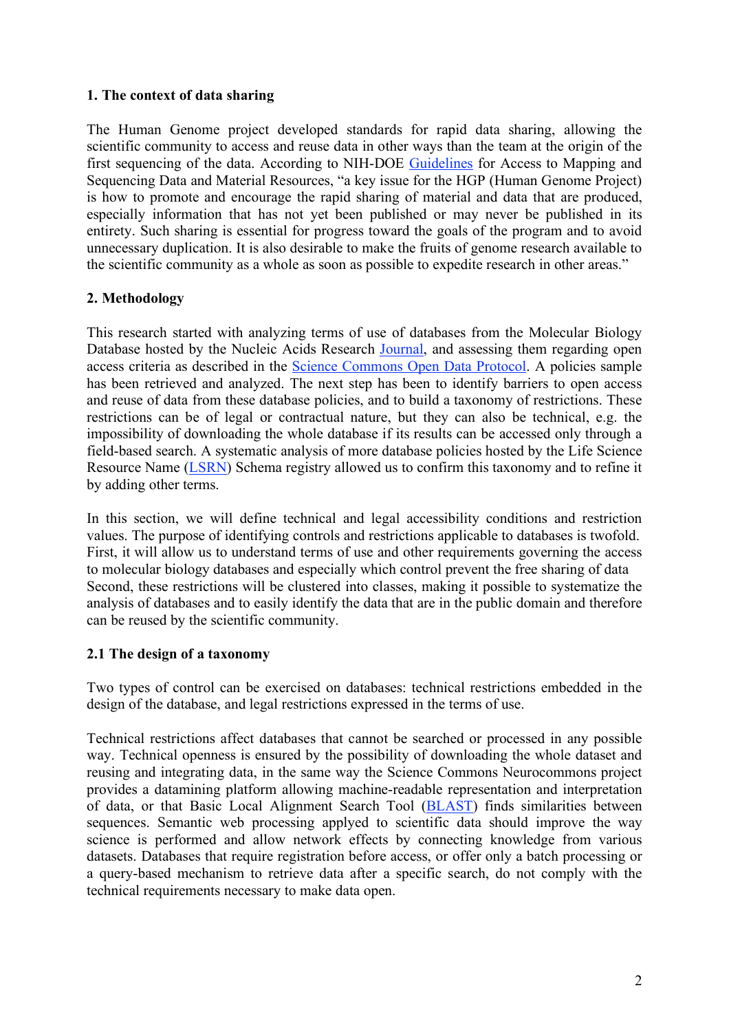## 1. The context of data sharing

The Human Genome project developed standards for rapid data sharing, allowing the scientific community to access and reuse data in other ways than the team at the origin of the first sequencing of the data. According to NIH-DOE Guidelines for Access to Mapping and Sequencing Data and Material Resources, "a key issue for the HGP (Human Genome Project) is how to promote and encourage the rapid sharing of material and data that are produced, especially information that has not yet been published or may never be published in its entirety. Such sharing is essential for progress toward the goals of the program and to avoid unnecessary duplication. It is also desirable to make the fruits of genome research available to the scientific community as a whole as soon as possible to expedite research in other areas."

## 2. Methodology

This research started with analyzing terms of use of databases from the Molecular Biology Database hosted by the Nucleic Acids Research Journal, and assessing them regarding open access criteria as described in the Science Commons Open Data Protocol. A policies sample has been retrieved and analyzed. The next step has been to identify barriers to open access and reuse of data from these database policies, and to build a taxonomy of restrictions. These restrictions can be of legal or contractual nature, but they can also be technical, e.g. the impossibility of downloading the whole database if its results can be accessed only through a field-based search. A systematic analysis of more database policies hosted by the Life Science Resource Name (LSRN) Schema registry allowed us to confirm this taxonomy and to refine it by adding other terms.

In this section, we will define technical and legal accessibility conditions and restriction values. The purpose of identifying controls and restrictions applicable to databases is twofold. First, it will allow us to understand terms of use and other requirements governing the access to molecular biology databases and especially which control prevent the free sharing of data Second, these restrictions will be clustered into classes, making it possible to systematize the analysis of databases and to easily identify the data that are in the public domain and therefore can be reused by the scientific community.

### 2.1 The design of a taxonomy

Two types of control can be exercised on databases: technical restrictions embedded in the design of the database, and legal restrictions expressed in the terms of use.

Technical restrictions affect databases that cannot be searched or processed in any possible way. Technical openness is ensured by the possibility of downloading the whole dataset and reusing and integrating data, in the same way the Science Commons Neurocommons project provides a datamining platform allowing machine-readable representation and interpretation of data, or that Basic Local Alignment Search Tool (BLAST) finds similarities between sequences. Semantic web processing applied to scientific data should improve the way science is performed and allow network effects by connecting knowledge from various datasets. Databases that require registration before access, or offer only a batch processing or a query-based mechanism to retrieve data after a specific search, do not comply with the technical requirements necessary to make data open.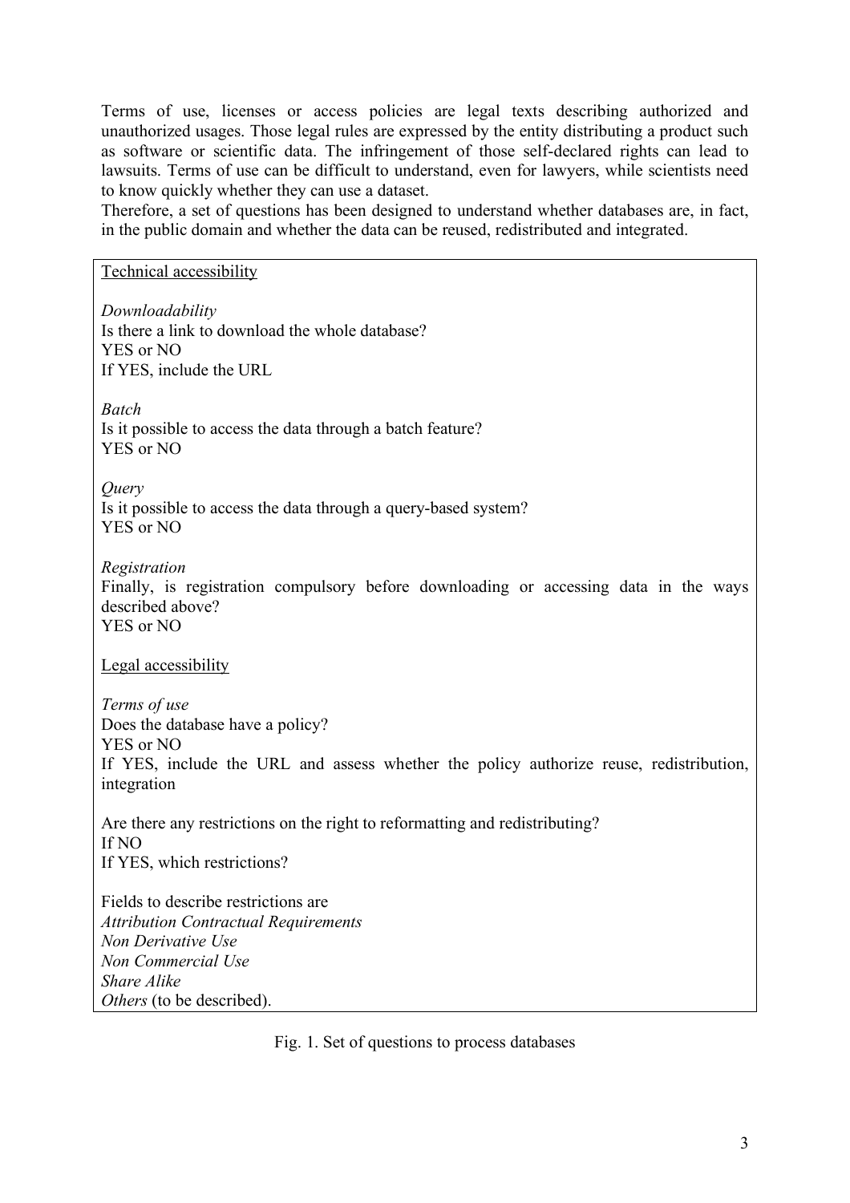Terms of use, licenses or access policies are legal texts describing authorized and unauthorized usages. Those legal rules are expressed by the entity distributing a product such as software or scientific data. The infringement of those self-declared rights can lead to lawsuits. Terms of use can be difficult to understand, even for lawyers, while scientists need to know quickly whether they can use a dataset.

Therefore, a set of questions has been designed to understand whether databases are, in fact, in the public domain and whether the data can be reused, redistributed and integrated.

<u>Technical accessibility</u>

*Downloadability*
Is there a link to download the whole database?
YES or NO
If YES, include the URL

*Batch*
Is it possible to access the data through a batch feature?
YES or NO

*Query*
Is it possible to access the data through a query-based system?
YES or NO

*Registration*
Finally, is registration compulsory before downloading or accessing data in the ways described above?
YES or NO

<u>Legal accessibility</u>

*Terms of use*
Does the database have a policy?
YES or NO
If YES, include the URL and assess whether the policy authorize reuse, redistribution, integration

Are there any restrictions on the right to reformatting and redistributing?
If NO
If YES, which restrictions?

Fields to describe restrictions are
*Attribution Contractual Requirements*
*Non Derivative Use*
*Non Commercial Use*
*Share Alike*
*Others* (to be described).

Fig. 1. Set of questions to process databases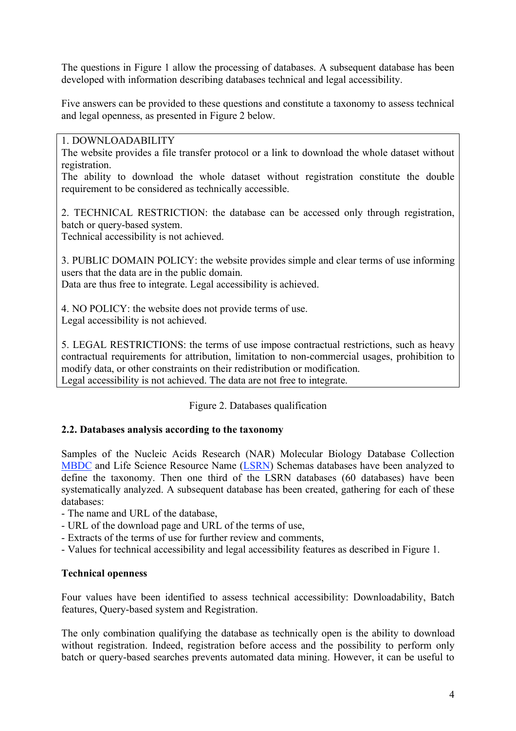The questions in Figure 1 allow the processing of databases. A subsequent database has been developed with information describing databases technical and legal accessibility.

Five answers can be provided to these questions and constitute a taxonomy to assess technical and legal openness, as presented in Figure 2 below.

> 1. DOWNLOADABILITY
> The website provides a file transfer protocol or a link to download the whole dataset without registration.
> The ability to download the whole dataset without registration constitute the double requirement to be considered as technically accessible.
>
> 2. TECHNICAL RESTRICTION: the database can be accessed only through registration, batch or query-based system.
> Technical accessibility is not achieved.
>
> 3. PUBLIC DOMAIN POLICY: the website provides simple and clear terms of use informing users that the data are in the public domain.
> Data are thus free to integrate. Legal accessibility is achieved.
>
> 4. NO POLICY: the website does not provide terms of use.
> Legal accessibility is not achieved.
>
> 5. LEGAL RESTRICTIONS: the terms of use impose contractual restrictions, such as heavy contractual requirements for attribution, limitation to non-commercial usages, prohibition to modify data, or other constraints on their redistribution or modification.
> Legal accessibility is not achieved. The data are not free to integrate.

Figure 2. Databases qualification

### 2.2. Databases analysis according to the taxonomy

Samples of the Nucleic Acids Research (NAR) Molecular Biology Database Collection MBDC and Life Science Resource Name (LSRN) Schemas databases have been analyzed to define the taxonomy. Then one third of the LSRN databases (60 databases) have been systematically analyzed. A subsequent database has been created, gathering for each of these databases:

- The name and URL of the database,
- URL of the download page and URL of the terms of use,
- Extracts of the terms of use for further review and comments,
- Values for technical accessibility and legal accessibility features as described in Figure 1.

**Technical openness**

Four values have been identified to assess technical accessibility: Downloadability, Batch features, Query-based system and Registration.

The only combination qualifying the database as technically open is the ability to download without registration. Indeed, registration before access and the possibility to perform only batch or query-based searches prevents automated data mining. However, it can be useful to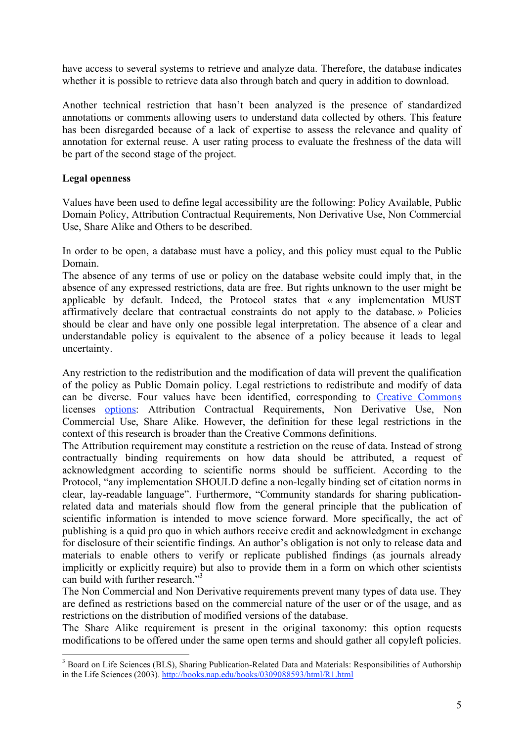have access to several systems to retrieve and analyze data. Therefore, the database indicates whether it is possible to retrieve data also through batch and query in addition to download.

Another technical restriction that hasn't been analyzed is the presence of standardized annotations or comments allowing users to understand data collected by others. This feature has been disregarded because of a lack of expertise to assess the relevance and quality of annotation for external reuse. A user rating process to evaluate the freshness of the data will be part of the second stage of the project.

**Legal openness**

Values have been used to define legal accessibility are the following: Policy Available, Public Domain Policy, Attribution Contractual Requirements, Non Derivative Use, Non Commercial Use, Share Alike and Others to be described.

In order to be open, a database must have a policy, and this policy must equal to the Public Domain.
The absence of any terms of use or policy on the database website could imply that, in the absence of any expressed restrictions, data are free. But rights unknown to the user might be applicable by default. Indeed, the Protocol states that « any implementation MUST affirmatively declare that contractual constraints do not apply to the database. » Policies should be clear and have only one possible legal interpretation. The absence of a clear and understandable policy is equivalent to the absence of a policy because it leads to legal uncertainty.

Any restriction to the redistribution and the modification of data will prevent the qualification of the policy as Public Domain policy. Legal restrictions to redistribute and modify of data can be diverse. Four values have been identified, corresponding to Creative Commons licenses options: Attribution Contractual Requirements, Non Derivative Use, Non Commercial Use, Share Alike. However, the definition for these legal restrictions in the context of this research is broader than the Creative Commons definitions.
The Attribution requirement may constitute a restriction on the reuse of data. Instead of strong contractually binding requirements on how data should be attributed, a request of acknowledgment according to scientific norms should be sufficient. According to the Protocol, "any implementation SHOULD define a non-legally binding set of citation norms in clear, lay-readable language". Furthermore, "Community standards for sharing publication-related data and materials should flow from the general principle that the publication of scientific information is intended to move science forward. More specifically, the act of publishing is a quid pro quo in which authors receive credit and acknowledgment in exchange for disclosure of their scientific findings. An author's obligation is not only to release data and materials to enable others to verify or replicate published findings (as journals already implicitly or explicitly require) but also to provide them in a form on which other scientists can build with further research."[3]
The Non Commercial and Non Derivative requirements prevent many types of data use. They are defined as restrictions based on the commercial nature of the user or of the usage, and as restrictions on the distribution of modified versions of the database.
The Share Alike requirement is present in the original taxonomy: this option requests modifications to be offered under the same open terms and should gather all copyleft policies.

---

[3] Board on Life Sciences (BLS), Sharing Publication-Related Data and Materials: Responsibilities of Authorship in the Life Sciences (2003). http://books.nap.edu/books/0309088593/html/R1.html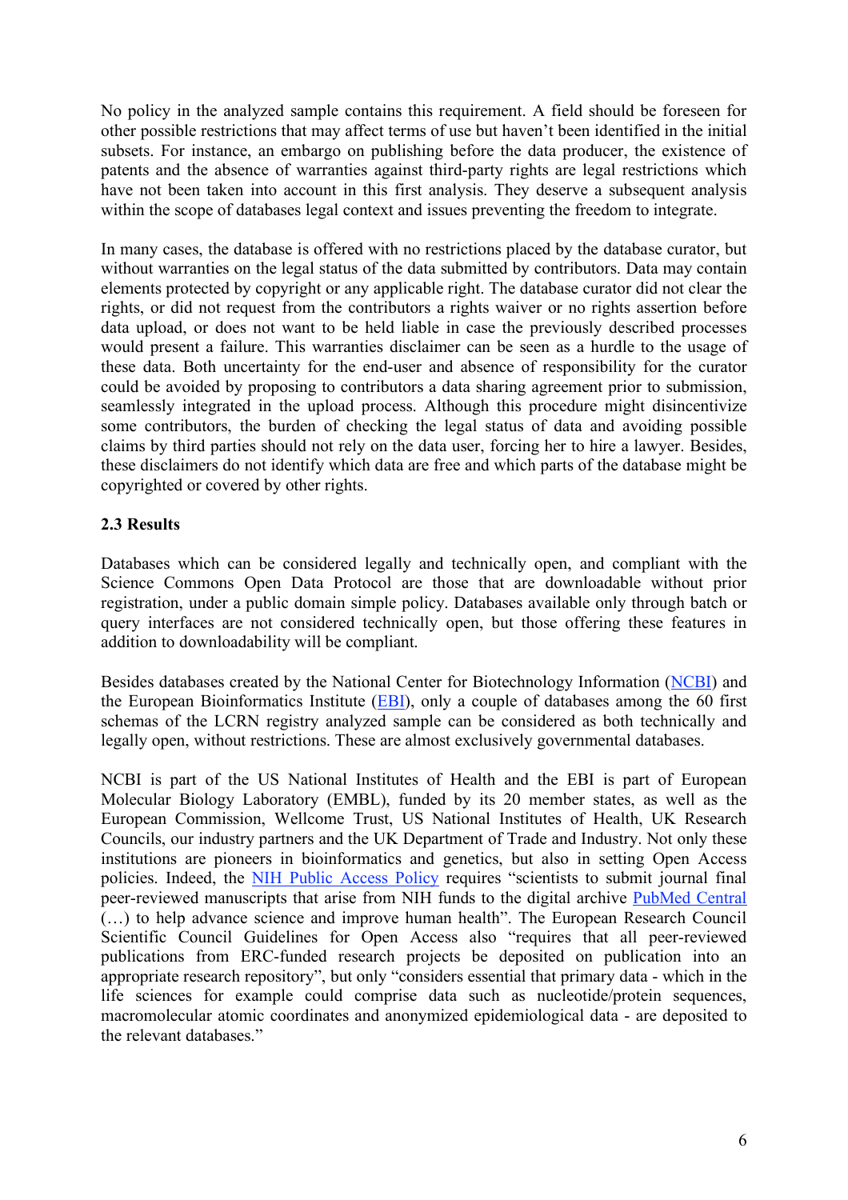No policy in the analyzed sample contains this requirement. A field should be foreseen for other possible restrictions that may affect terms of use but haven't been identified in the initial subsets. For instance, an embargo on publishing before the data producer, the existence of patents and the absence of warranties against third-party rights are legal restrictions which have not been taken into account in this first analysis. They deserve a subsequent analysis within the scope of databases legal context and issues preventing the freedom to integrate.

In many cases, the database is offered with no restrictions placed by the database curator, but without warranties on the legal status of the data submitted by contributors. Data may contain elements protected by copyright or any applicable right. The database curator did not clear the rights, or did not request from the contributors a rights waiver or no rights assertion before data upload, or does not want to be held liable in case the previously described processes would present a failure. This warranties disclaimer can be seen as a hurdle to the usage of these data. Both uncertainty for the end-user and absence of responsibility for the curator could be avoided by proposing to contributors a data sharing agreement prior to submission, seamlessly integrated in the upload process. Although this procedure might disincentivize some contributors, the burden of checking the legal status of data and avoiding possible claims by third parties should not rely on the data user, forcing her to hire a lawyer. Besides, these disclaimers do not identify which data are free and which parts of the database might be copyrighted or covered by other rights.

### 2.3 Results

Databases which can be considered legally and technically open, and compliant with the Science Commons Open Data Protocol are those that are downloadable without prior registration, under a public domain simple policy. Databases available only through batch or query interfaces are not considered technically open, but those offering these features in addition to downloadability will be compliant.

Besides databases created by the National Center for Biotechnology Information (NCBI) and the European Bioinformatics Institute (EBI), only a couple of databases among the 60 first schemas of the LCRN registry analyzed sample can be considered as both technically and legally open, without restrictions. These are almost exclusively governmental databases.

NCBI is part of the US National Institutes of Health and the EBI is part of European Molecular Biology Laboratory (EMBL), funded by its 20 member states, as well as the European Commission, Wellcome Trust, US National Institutes of Health, UK Research Councils, our industry partners and the UK Department of Trade and Industry. Not only these institutions are pioneers in bioinformatics and genetics, but also in setting Open Access policies. Indeed, the NIH Public Access Policy requires "scientists to submit journal final peer-reviewed manuscripts that arise from NIH funds to the digital archive PubMed Central (…) to help advance science and improve human health". The European Research Council Scientific Council Guidelines for Open Access also "requires that all peer-reviewed publications from ERC-funded research projects be deposited on publication into an appropriate research repository", but only "considers essential that primary data - which in the life sciences for example could comprise data such as nucleotide/protein sequences, macromolecular atomic coordinates and anonymized epidemiological data - are deposited to the relevant databases."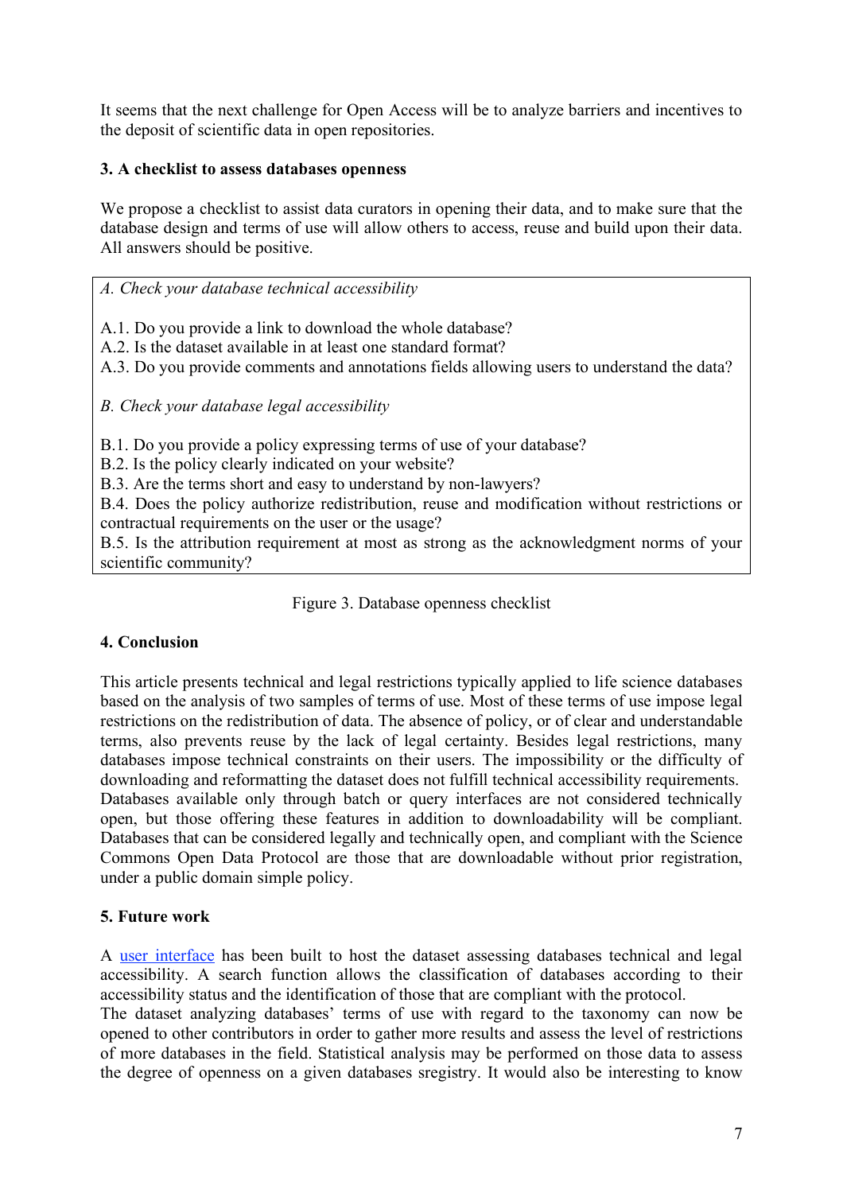It seems that the next challenge for Open Access will be to analyze barriers and incentives to the deposit of scientific data in open repositories.

## 3. A checklist to assess databases openness

We propose a checklist to assist data curators in opening their data, and to make sure that the database design and terms of use will allow others to access, reuse and build upon their data. All answers should be positive.

*A. Check your database technical accessibility*

A.1. Do you provide a link to download the whole database?
A.2. Is the dataset available in at least one standard format?
A.3. Do you provide comments and annotations fields allowing users to understand the data?

*B. Check your database legal accessibility*

B.1. Do you provide a policy expressing terms of use of your database?
B.2. Is the policy clearly indicated on your website?
B.3. Are the terms short and easy to understand by non-lawyers?
B.4. Does the policy authorize redistribution, reuse and modification without restrictions or contractual requirements on the user or the usage?
B.5. Is the attribution requirement at most as strong as the acknowledgment norms of your scientific community?

Figure 3. Database openness checklist

## 4. Conclusion

This article presents technical and legal restrictions typically applied to life science databases based on the analysis of two samples of terms of use. Most of these terms of use impose legal restrictions on the redistribution of data. The absence of policy, or of clear and understandable terms, also prevents reuse by the lack of legal certainty. Besides legal restrictions, many databases impose technical constraints on their users. The impossibility or the difficulty of downloading and reformatting the dataset does not fulfill technical accessibility requirements. Databases available only through batch or query interfaces are not considered technically open, but those offering these features in addition to downloadability will be compliant. Databases that can be considered legally and technically open, and compliant with the Science Commons Open Data Protocol are those that are downloadable without prior registration, under a public domain simple policy.

## 5. Future work

A user interface has been built to host the dataset assessing databases technical and legal accessibility. A search function allows the classification of databases according to their accessibility status and the identification of those that are compliant with the protocol.
The dataset analyzing databases' terms of use with regard to the taxonomy can now be opened to other contributors in order to gather more results and assess the level of restrictions of more databases in the field. Statistical analysis may be performed on those data to assess the degree of openness on a given databases sregistry. It would also be interesting to know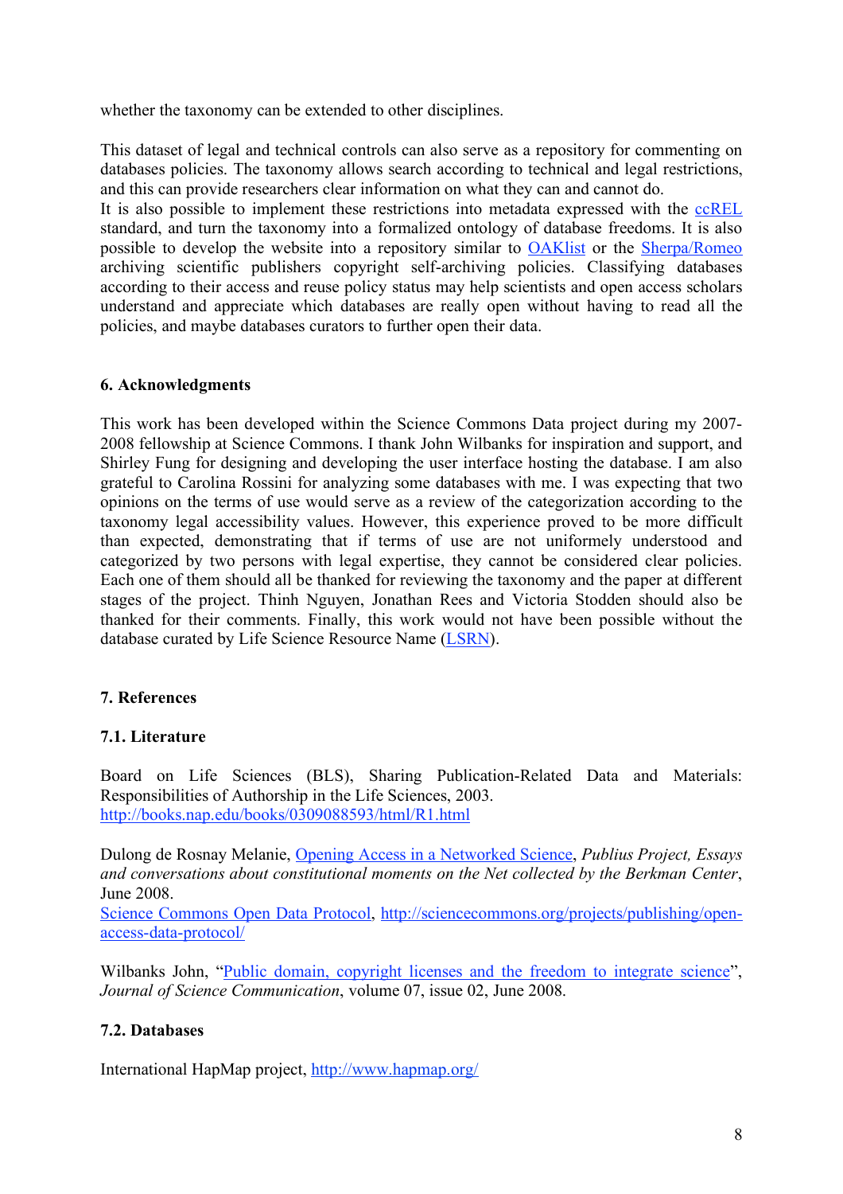whether the taxonomy can be extended to other disciplines.

This dataset of legal and technical controls can also serve as a repository for commenting on databases policies. The taxonomy allows search according to technical and legal restrictions, and this can provide researchers clear information on what they can and cannot do.
It is also possible to implement these restrictions into metadata expressed with the ccREL standard, and turn the taxonomy into a formalized ontology of database freedoms. It is also possible to develop the website into a repository similar to OAKlist or the Sherpa/Romeo archiving scientific publishers copyright self-archiving policies. Classifying databases according to their access and reuse policy status may help scientists and open access scholars understand and appreciate which databases are really open without having to read all the policies, and maybe databases curators to further open their data.

## 6. Acknowledgments

This work has been developed within the Science Commons Data project during my 2007-2008 fellowship at Science Commons. I thank John Wilbanks for inspiration and support, and Shirley Fung for designing and developing the user interface hosting the database. I am also grateful to Carolina Rossini for analyzing some databases with me. I was expecting that two opinions on the terms of use would serve as a review of the categorization according to the taxonomy legal accessibility values. However, this experience proved to be more difficult than expected, demonstrating that if terms of use are not uniformly understood and categorized by two persons with legal expertise, they cannot be considered clear policies. Each one of them should all be thanked for reviewing the taxonomy and the paper at different stages of the project. Thinh Nguyen, Jonathan Rees and Victoria Stodden should also be thanked for their comments. Finally, this work would not have been possible without the database curated by Life Science Resource Name (LSRN).

## 7. References

### 7.1. Literature

Board on Life Sciences (BLS), Sharing Publication-Related Data and Materials: Responsibilities of Authorship in the Life Sciences, 2003.
http://books.nap.edu/books/0309088593/html/R1.html

Dulong de Rosnay Melanie, Opening Access in a Networked Science, *Publius Project, Essays and conversations about constitutional moments on the Net collected by the Berkman Center*, June 2008.
Science Commons Open Data Protocol, http://sciencecommons.org/projects/publishing/open-access-data-protocol/

Wilbanks John, "Public domain, copyright licenses and the freedom to integrate science", *Journal of Science Communication*, volume 07, issue 02, June 2008.

### 7.2. Databases

International HapMap project, http://www.hapmap.org/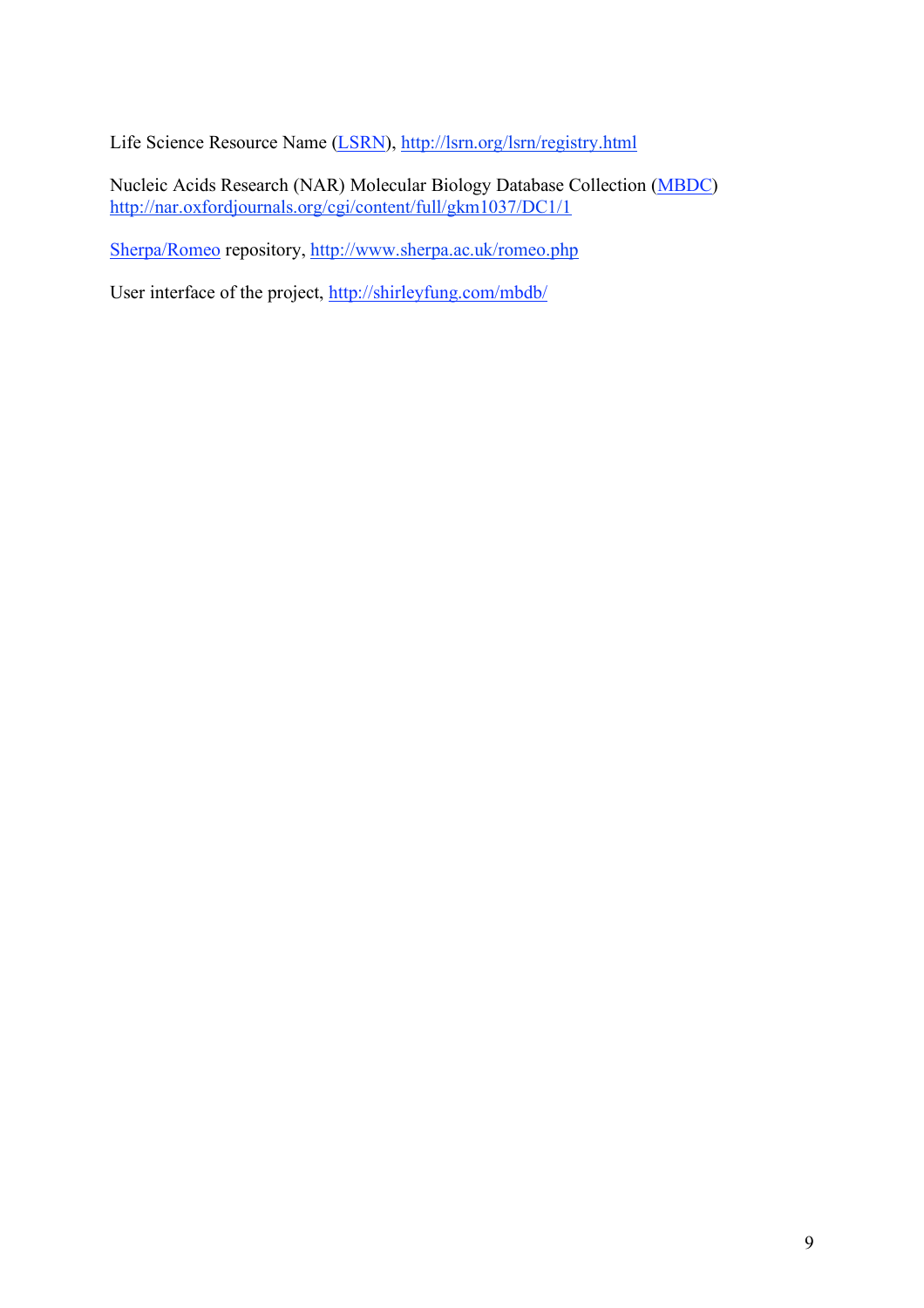Life Science Resource Name (LSRN), http://lsrn.org/lsrn/registry.html

Nucleic Acids Research (NAR) Molecular Biology Database Collection (MBDC)
http://nar.oxfordjournals.org/cgi/content/full/gkm1037/DC1/1

Sherpa/Romeo repository, http://www.sherpa.ac.uk/romeo.php

User interface of the project, http://shirleyfung.com/mbdb/